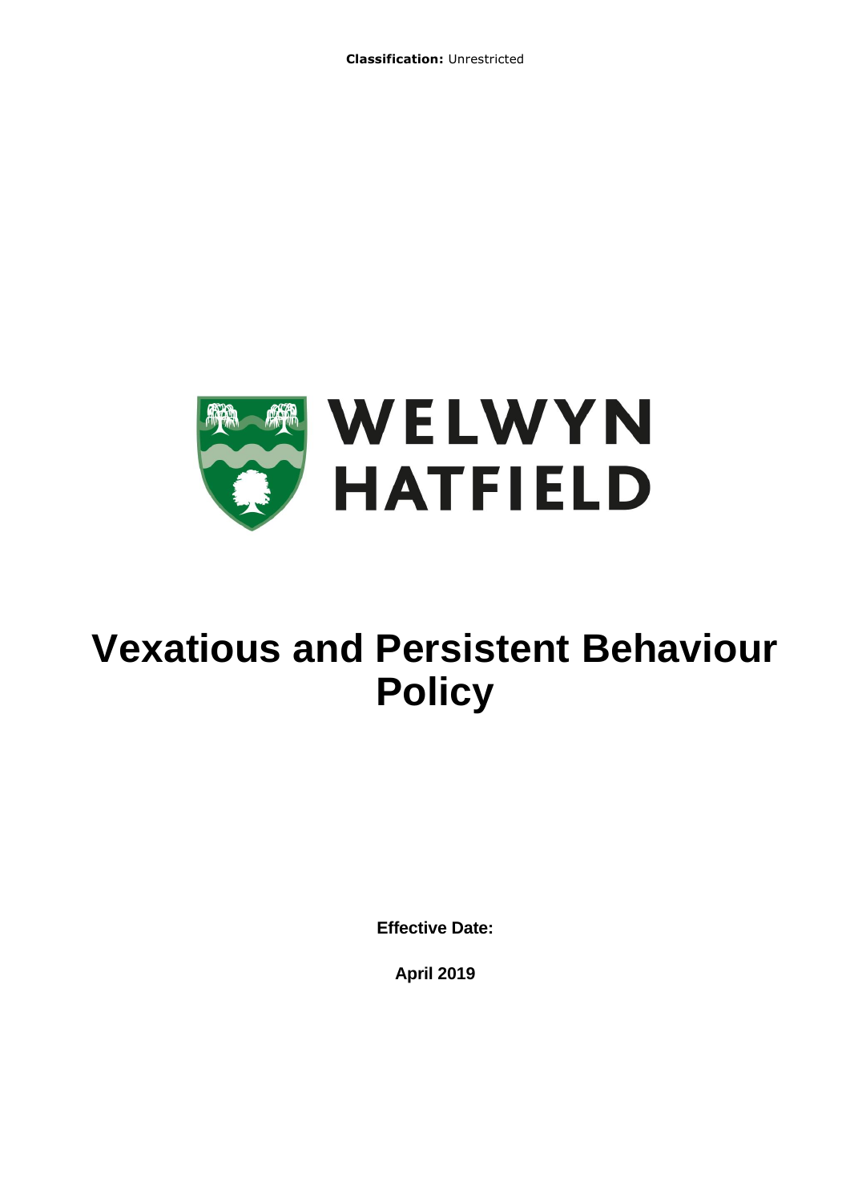**Classification:** Unrestricted

WELWYN HATFIELD

# Vexatious and Persistent Behaviour Policy

**Effective Date:**

**April 2019**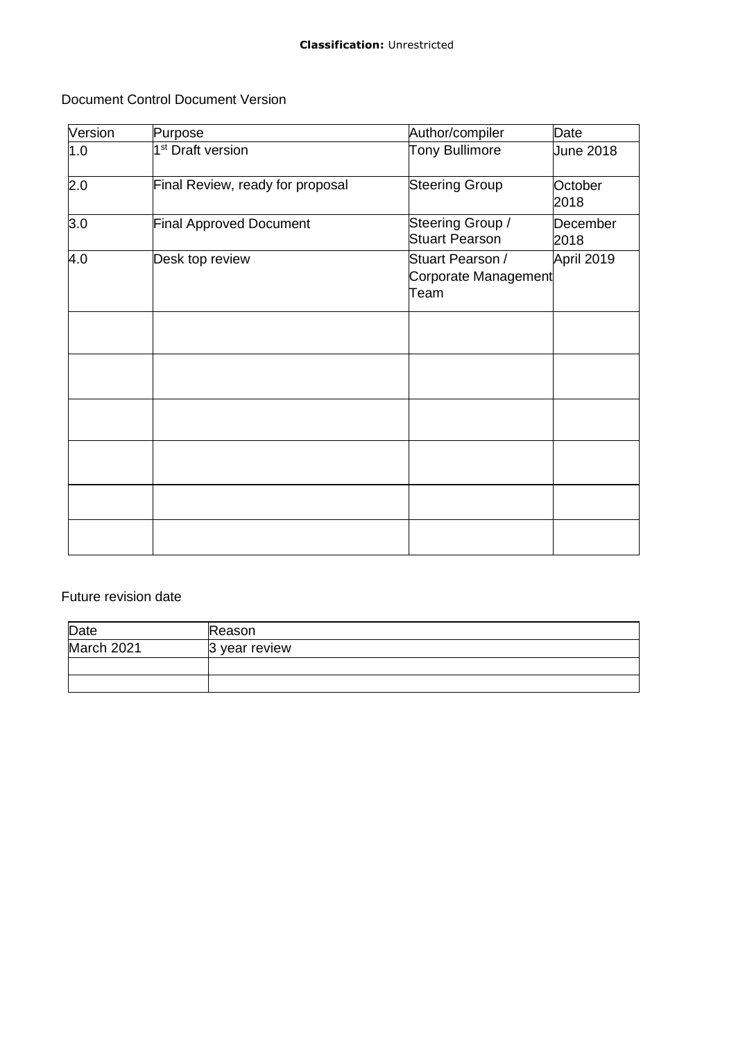Document Control Document Version

| Version | Purpose | Author/compiler | Date |
|---|---|---|---|
| 1.0 | 1st Draft version | Tony Bullimore | June 2018 |
| 2.0 | Final Review, ready for proposal | Steering Group | October 2018 |
| 3.0 | Final Approved Document | Steering Group / Stuart Pearson | December 2018 |
| 4.0 | Desk top review | Stuart Pearson / Corporate Management Team | April 2019 |
| | | | |
| | | | |
| | | | |
| | | | |
| | | | |
| | | | |

Future revision date

| Date | Reason |
|---|---|
| March 2021 | 3 year review |
| | |
| | |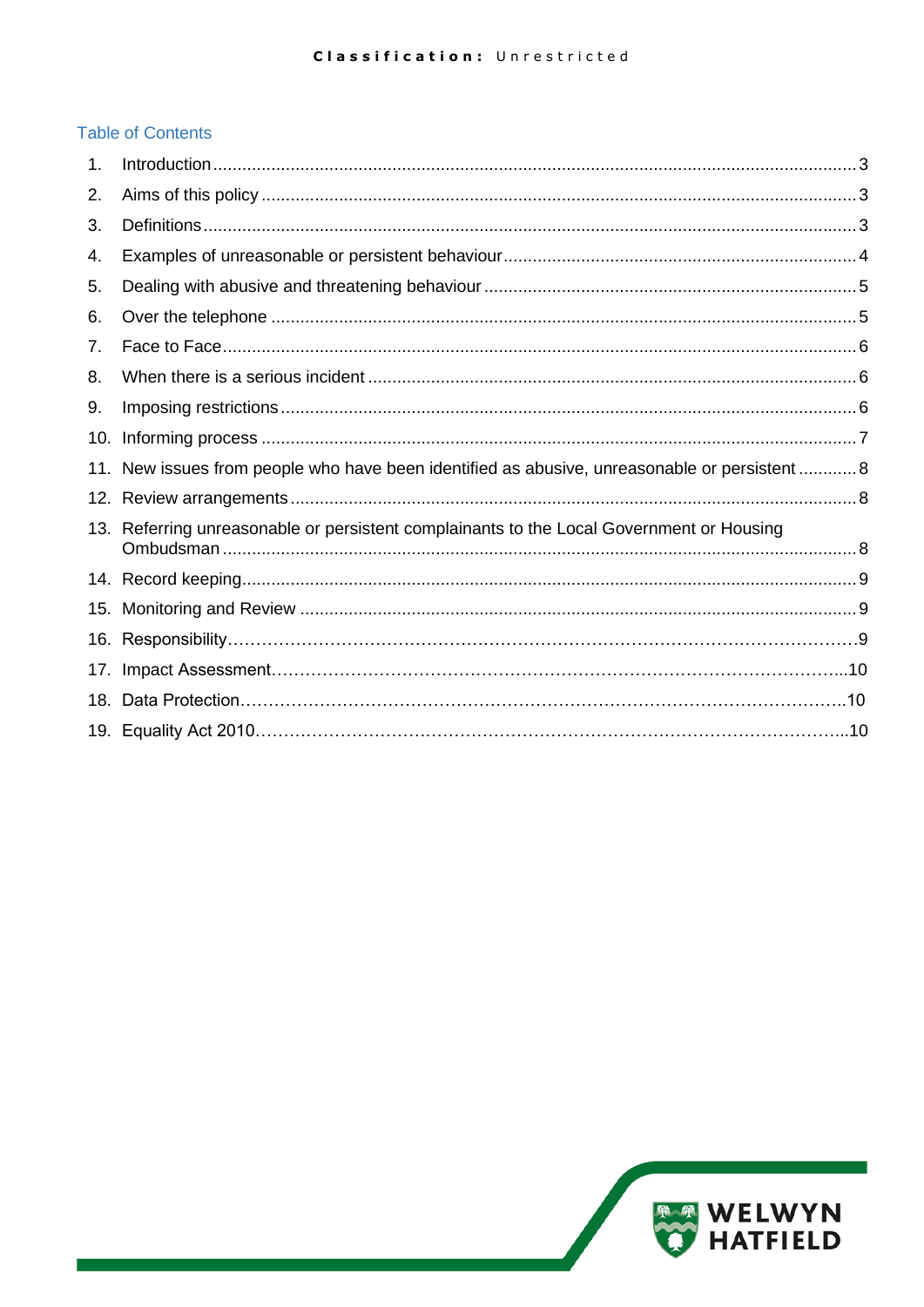## Table of Contents

1. Introduction ..... 3
2. Aims of this policy ..... 3
3. Definitions ..... 3
4. Examples of unreasonable or persistent behaviour ..... 4
5. Dealing with abusive and threatening behaviour ..... 5
6. Over the telephone ..... 5
7. Face to Face ..... 6
8. When there is a serious incident ..... 6
9. Imposing restrictions ..... 6
10. Informing process ..... 7
11. New issues from people who have been identified as abusive, unreasonable or persistent ..... 8
12. Review arrangements ..... 8
13. Referring unreasonable or persistent complainants to the Local Government or Housing Ombudsman ..... 8
14. Record keeping ..... 9
15. Monitoring and Review ..... 9
16. Responsibility ..... 9
17. Impact Assessment ..... 10
18. Data Protection ..... 10
19. Equality Act 2010 ..... 10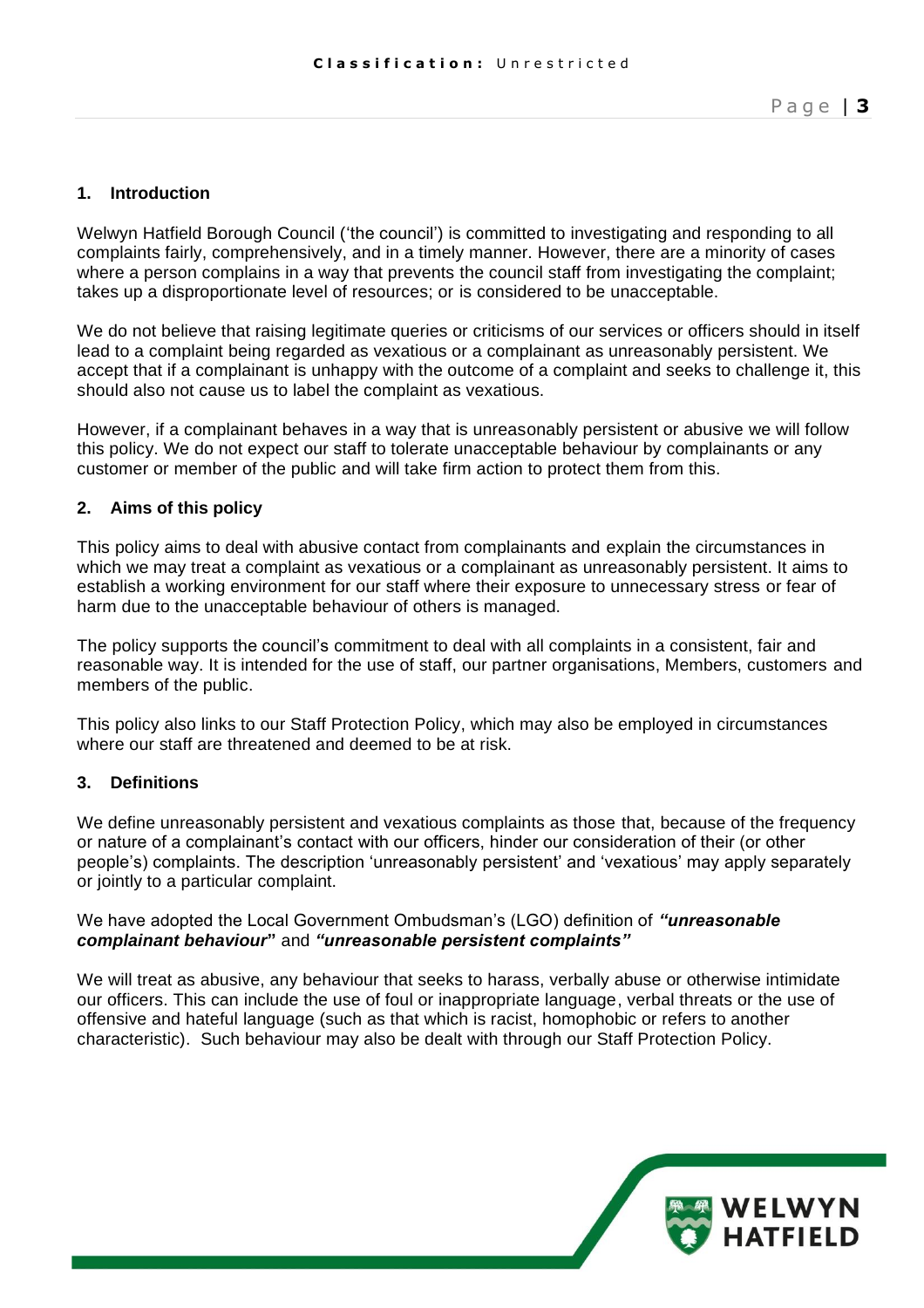## 1. Introduction

Welwyn Hatfield Borough Council ('the council') is committed to investigating and responding to all complaints fairly, comprehensively, and in a timely manner. However, there are a minority of cases where a person complains in a way that prevents the council staff from investigating the complaint; takes up a disproportionate level of resources; or is considered to be unacceptable.

We do not believe that raising legitimate queries or criticisms of our services or officers should in itself lead to a complaint being regarded as vexatious or a complainant as unreasonably persistent. We accept that if a complainant is unhappy with the outcome of a complaint and seeks to challenge it, this should also not cause us to label the complaint as vexatious.

However, if a complainant behaves in a way that is unreasonably persistent or abusive we will follow this policy. We do not expect our staff to tolerate unacceptable behaviour by complainants or any customer or member of the public and will take firm action to protect them from this.

## 2. Aims of this policy

This policy aims to deal with abusive contact from complainants and explain the circumstances in which we may treat a complaint as vexatious or a complainant as unreasonably persistent. It aims to establish a working environment for our staff where their exposure to unnecessary stress or fear of harm due to the unacceptable behaviour of others is managed.

The policy supports the council's commitment to deal with all complaints in a consistent, fair and reasonable way. It is intended for the use of staff, our partner organisations, Members, customers and members of the public.

This policy also links to our Staff Protection Policy, which may also be employed in circumstances where our staff are threatened and deemed to be at risk.

## 3. Definitions

We define unreasonably persistent and vexatious complaints as those that, because of the frequency or nature of a complainant's contact with our officers, hinder our consideration of their (or other people's) complaints. The description 'unreasonably persistent' and 'vexatious' may apply separately or jointly to a particular complaint.

We have adopted the Local Government Ombudsman's (LGO) definition of ***"unreasonable complainant behaviour"*** and ***"unreasonable persistent complaints"***

We will treat as abusive, any behaviour that seeks to harass, verbally abuse or otherwise intimidate our officers. This can include the use of foul or inappropriate language, verbal threats or the use of offensive and hateful language (such as that which is racist, homophobic or refers to another characteristic). Such behaviour may also be dealt with through our Staff Protection Policy.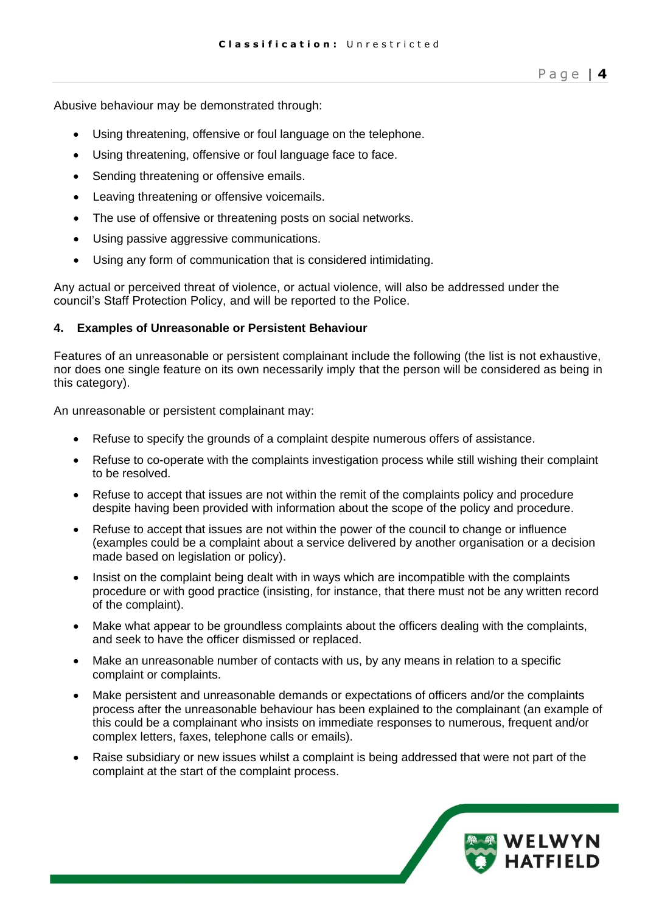Abusive behaviour may be demonstrated through:

- Using threatening, offensive or foul language on the telephone.
- Using threatening, offensive or foul language face to face.
- Sending threatening or offensive emails.
- Leaving threatening or offensive voicemails.
- The use of offensive or threatening posts on social networks.
- Using passive aggressive communications.
- Using any form of communication that is considered intimidating.

Any actual or perceived threat of violence, or actual violence, will also be addressed under the council's Staff Protection Policy, and will be reported to the Police.

## 4. Examples of Unreasonable or Persistent Behaviour

Features of an unreasonable or persistent complainant include the following (the list is not exhaustive, nor does one single feature on its own necessarily imply that the person will be considered as being in this category).

An unreasonable or persistent complainant may:

- Refuse to specify the grounds of a complaint despite numerous offers of assistance.
- Refuse to co-operate with the complaints investigation process while still wishing their complaint to be resolved.
- Refuse to accept that issues are not within the remit of the complaints policy and procedure despite having been provided with information about the scope of the policy and procedure.
- Refuse to accept that issues are not within the power of the council to change or influence (examples could be a complaint about a service delivered by another organisation or a decision made based on legislation or policy).
- Insist on the complaint being dealt with in ways which are incompatible with the complaints procedure or with good practice (insisting, for instance, that there must not be any written record of the complaint).
- Make what appear to be groundless complaints about the officers dealing with the complaints, and seek to have the officer dismissed or replaced.
- Make an unreasonable number of contacts with us, by any means in relation to a specific complaint or complaints.
- Make persistent and unreasonable demands or expectations of officers and/or the complaints process after the unreasonable behaviour has been explained to the complainant (an example of this could be a complainant who insists on immediate responses to numerous, frequent and/or complex letters, faxes, telephone calls or emails).
- Raise subsidiary or new issues whilst a complaint is being addressed that were not part of the complaint at the start of the complaint process.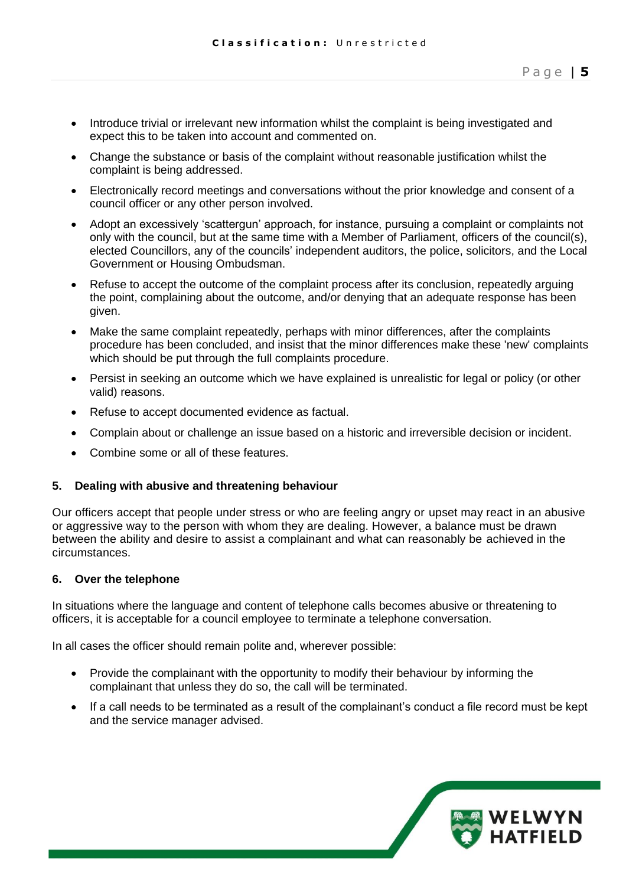- Introduce trivial or irrelevant new information whilst the complaint is being investigated and expect this to be taken into account and commented on.
- Change the substance or basis of the complaint without reasonable justification whilst the complaint is being addressed.
- Electronically record meetings and conversations without the prior knowledge and consent of a council officer or any other person involved.
- Adopt an excessively 'scattergun' approach, for instance, pursuing a complaint or complaints not only with the council, but at the same time with a Member of Parliament, officers of the council(s), elected Councillors, any of the councils' independent auditors, the police, solicitors, and the Local Government or Housing Ombudsman.
- Refuse to accept the outcome of the complaint process after its conclusion, repeatedly arguing the point, complaining about the outcome, and/or denying that an adequate response has been given.
- Make the same complaint repeatedly, perhaps with minor differences, after the complaints procedure has been concluded, and insist that the minor differences make these 'new' complaints which should be put through the full complaints procedure.
- Persist in seeking an outcome which we have explained is unrealistic for legal or policy (or other valid) reasons.
- Refuse to accept documented evidence as factual.
- Complain about or challenge an issue based on a historic and irreversible decision or incident.
- Combine some or all of these features.

## 5. Dealing with abusive and threatening behaviour

Our officers accept that people under stress or who are feeling angry or upset may react in an abusive or aggressive way to the person with whom they are dealing. However, a balance must be drawn between the ability and desire to assist a complainant and what can reasonably be achieved in the circumstances.

## 6. Over the telephone

In situations where the language and content of telephone calls becomes abusive or threatening to officers, it is acceptable for a council employee to terminate a telephone conversation.

In all cases the officer should remain polite and, wherever possible:

- Provide the complainant with the opportunity to modify their behaviour by informing the complainant that unless they do so, the call will be terminated.
- If a call needs to be terminated as a result of the complainant's conduct a file record must be kept and the service manager advised.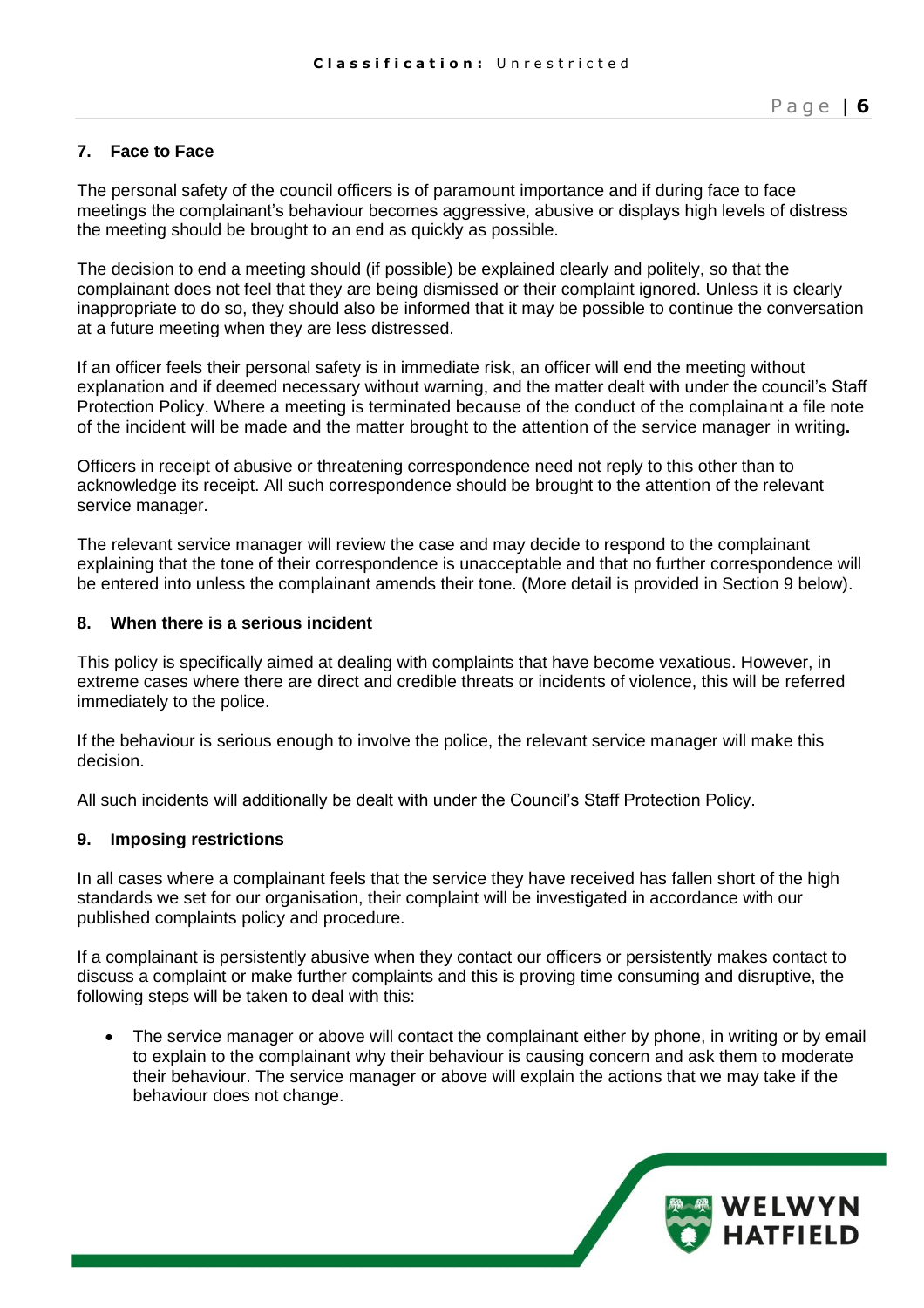## 7. Face to Face

The personal safety of the council officers is of paramount importance and if during face to face meetings the complainant's behaviour becomes aggressive, abusive or displays high levels of distress the meeting should be brought to an end as quickly as possible.

The decision to end a meeting should (if possible) be explained clearly and politely, so that the complainant does not feel that they are being dismissed or their complaint ignored. Unless it is clearly inappropriate to do so, they should also be informed that it may be possible to continue the conversation at a future meeting when they are less distressed.

If an officer feels their personal safety is in immediate risk, an officer will end the meeting without explanation and if deemed necessary without warning, and the matter dealt with under the council's Staff Protection Policy. Where a meeting is terminated because of the conduct of the complainant a file note of the incident will be made and the matter brought to the attention of the service manager in writing.

Officers in receipt of abusive or threatening correspondence need not reply to this other than to acknowledge its receipt. All such correspondence should be brought to the attention of the relevant service manager.

The relevant service manager will review the case and may decide to respond to the complainant explaining that the tone of their correspondence is unacceptable and that no further correspondence will be entered into unless the complainant amends their tone. (More detail is provided in Section 9 below).

## 8. When there is a serious incident

This policy is specifically aimed at dealing with complaints that have become vexatious. However, in extreme cases where there are direct and credible threats or incidents of violence, this will be referred immediately to the police.

If the behaviour is serious enough to involve the police, the relevant service manager will make this decision.

All such incidents will additionally be dealt with under the Council's Staff Protection Policy.

## 9. Imposing restrictions

In all cases where a complainant feels that the service they have received has fallen short of the high standards we set for our organisation, their complaint will be investigated in accordance with our published complaints policy and procedure.

If a complainant is persistently abusive when they contact our officers or persistently makes contact to discuss a complaint or make further complaints and this is proving time consuming and disruptive, the following steps will be taken to deal with this:

- The service manager or above will contact the complainant either by phone, in writing or by email to explain to the complainant why their behaviour is causing concern and ask them to moderate their behaviour. The service manager or above will explain the actions that we may take if the behaviour does not change.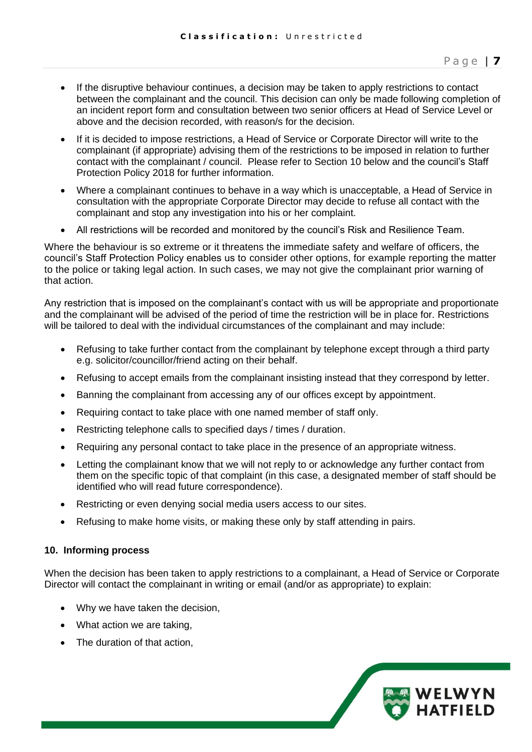- If the disruptive behaviour continues, a decision may be taken to apply restrictions to contact between the complainant and the council. This decision can only be made following completion of an incident report form and consultation between two senior officers at Head of Service Level or above and the decision recorded, with reason/s for the decision.
- If it is decided to impose restrictions, a Head of Service or Corporate Director will write to the complainant (if appropriate) advising them of the restrictions to be imposed in relation to further contact with the complainant / council. Please refer to Section 10 below and the council's Staff Protection Policy 2018 for further information.
- Where a complainant continues to behave in a way which is unacceptable, a Head of Service in consultation with the appropriate Corporate Director may decide to refuse all contact with the complainant and stop any investigation into his or her complaint.
- All restrictions will be recorded and monitored by the council's Risk and Resilience Team.

Where the behaviour is so extreme or it threatens the immediate safety and welfare of officers, the council's Staff Protection Policy enables us to consider other options, for example reporting the matter to the police or taking legal action. In such cases, we may not give the complainant prior warning of that action.

Any restriction that is imposed on the complainant's contact with us will be appropriate and proportionate and the complainant will be advised of the period of time the restriction will be in place for. Restrictions will be tailored to deal with the individual circumstances of the complainant and may include:

- Refusing to take further contact from the complainant by telephone except through a third party e.g. solicitor/councillor/friend acting on their behalf.
- Refusing to accept emails from the complainant insisting instead that they correspond by letter.
- Banning the complainant from accessing any of our offices except by appointment.
- Requiring contact to take place with one named member of staff only.
- Restricting telephone calls to specified days / times / duration.
- Requiring any personal contact to take place in the presence of an appropriate witness.
- Letting the complainant know that we will not reply to or acknowledge any further contact from them on the specific topic of that complaint (in this case, a designated member of staff should be identified who will read future correspondence).
- Restricting or even denying social media users access to our sites.
- Refusing to make home visits, or making these only by staff attending in pairs.

**10. Informing process**

When the decision has been taken to apply restrictions to a complainant, a Head of Service or Corporate Director will contact the complainant in writing or email (and/or as appropriate) to explain:

- Why we have taken the decision,
- What action we are taking,
- The duration of that action,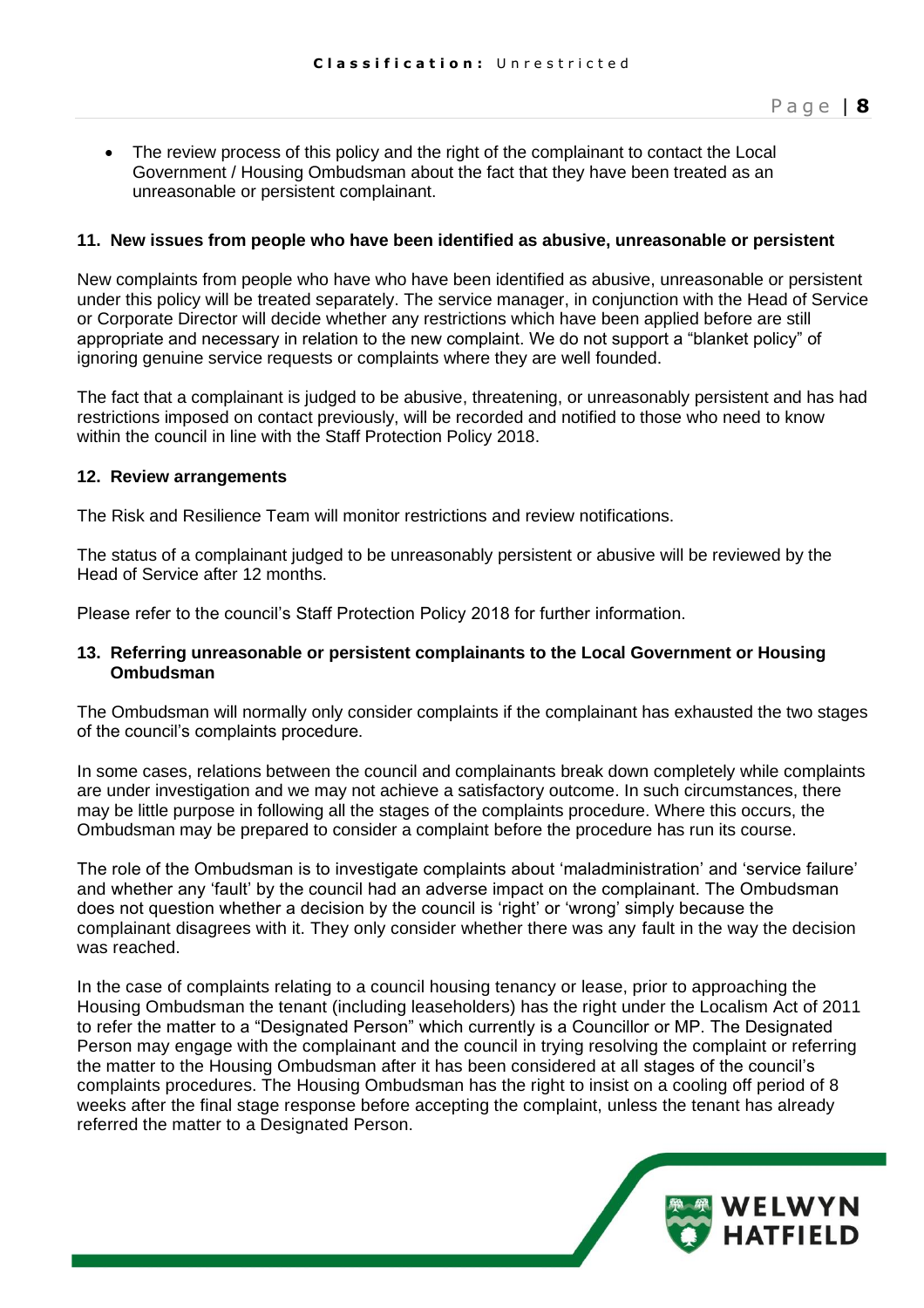- The review process of this policy and the right of the complainant to contact the Local Government / Housing Ombudsman about the fact that they have been treated as an unreasonable or persistent complainant.

**11. New issues from people who have been identified as abusive, unreasonable or persistent**

New complaints from people who have who have been identified as abusive, unreasonable or persistent under this policy will be treated separately. The service manager, in conjunction with the Head of Service or Corporate Director will decide whether any restrictions which have been applied before are still appropriate and necessary in relation to the new complaint. We do not support a "blanket policy" of ignoring genuine service requests or complaints where they are well founded.

The fact that a complainant is judged to be abusive, threatening, or unreasonably persistent and has had restrictions imposed on contact previously, will be recorded and notified to those who need to know within the council in line with the Staff Protection Policy 2018.

**12. Review arrangements**

The Risk and Resilience Team will monitor restrictions and review notifications.

The status of a complainant judged to be unreasonably persistent or abusive will be reviewed by the Head of Service after 12 months.

Please refer to the council's Staff Protection Policy 2018 for further information.

**13. Referring unreasonable or persistent complainants to the Local Government or Housing Ombudsman**

The Ombudsman will normally only consider complaints if the complainant has exhausted the two stages of the council's complaints procedure.

In some cases, relations between the council and complainants break down completely while complaints are under investigation and we may not achieve a satisfactory outcome. In such circumstances, there may be little purpose in following all the stages of the complaints procedure. Where this occurs, the Ombudsman may be prepared to consider a complaint before the procedure has run its course.

The role of the Ombudsman is to investigate complaints about 'maladministration' and 'service failure' and whether any 'fault' by the council had an adverse impact on the complainant. The Ombudsman does not question whether a decision by the council is 'right' or 'wrong' simply because the complainant disagrees with it. They only consider whether there was any fault in the way the decision was reached.

In the case of complaints relating to a council housing tenancy or lease, prior to approaching the Housing Ombudsman the tenant (including leaseholders) has the right under the Localism Act of 2011 to refer the matter to a "Designated Person" which currently is a Councillor or MP. The Designated Person may engage with the complainant and the council in trying resolving the complaint or referring the matter to the Housing Ombudsman after it has been considered at all stages of the council's complaints procedures. The Housing Ombudsman has the right to insist on a cooling off period of 8 weeks after the final stage response before accepting the complaint, unless the tenant has already referred the matter to a Designated Person.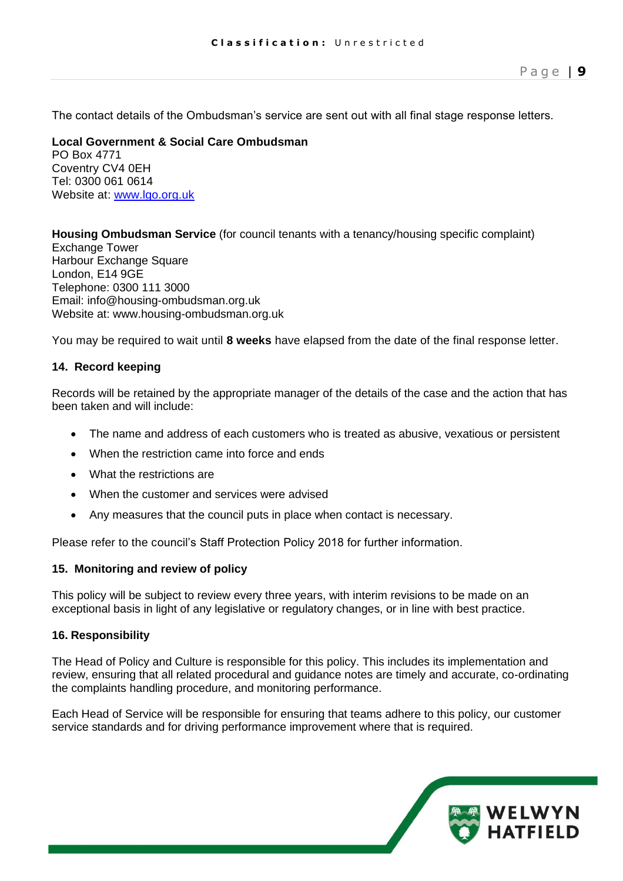The contact details of the Ombudsman's service are sent out with all final stage response letters.

**Local Government & Social Care Ombudsman**
PO Box 4771
Coventry CV4 0EH
Tel: 0300 061 0614
Website at: www.lgo.org.uk

**Housing Ombudsman Service** (for council tenants with a tenancy/housing specific complaint)
Exchange Tower
Harbour Exchange Square
London, E14 9GE
Telephone: 0300 111 3000
Email: info@housing-ombudsman.org.uk
Website at: www.housing-ombudsman.org.uk

You may be required to wait until **8 weeks** have elapsed from the date of the final response letter.

### 14. Record keeping

Records will be retained by the appropriate manager of the details of the case and the action that has been taken and will include:

- The name and address of each customers who is treated as abusive, vexatious or persistent
- When the restriction came into force and ends
- What the restrictions are
- When the customer and services were advised
- Any measures that the council puts in place when contact is necessary.

Please refer to the council's Staff Protection Policy 2018 for further information.

### 15. Monitoring and review of policy

This policy will be subject to review every three years, with interim revisions to be made on an exceptional basis in light of any legislative or regulatory changes, or in line with best practice.

### 16. Responsibility

The Head of Policy and Culture is responsible for this policy. This includes its implementation and review, ensuring that all related procedural and guidance notes are timely and accurate, co-ordinating the complaints handling procedure, and monitoring performance.

Each Head of Service will be responsible for ensuring that teams adhere to this policy, our customer service standards and for driving performance improvement where that is required.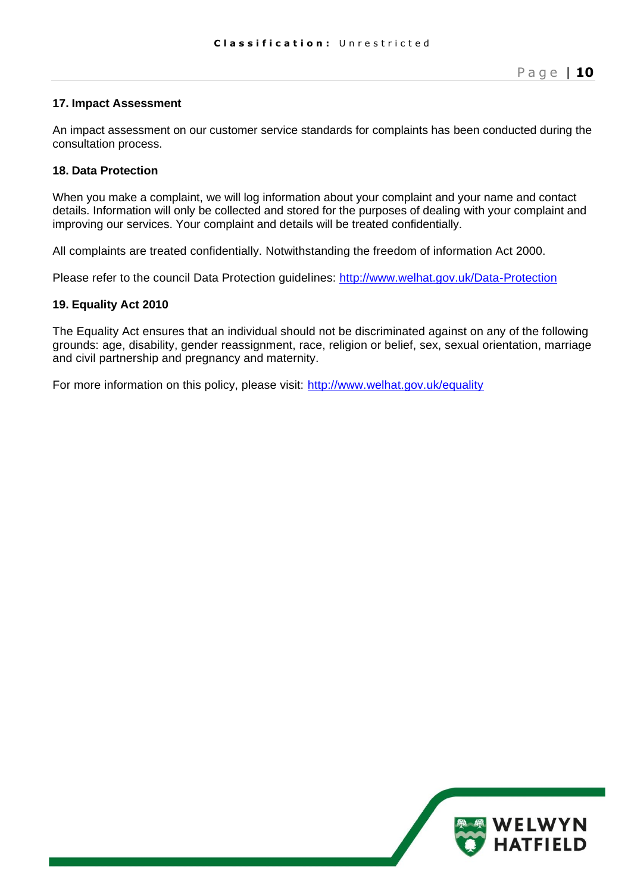### 17. Impact Assessment

An impact assessment on our customer service standards for complaints has been conducted during the consultation process.

### 18. Data Protection

When you make a complaint, we will log information about your complaint and your name and contact details. Information will only be collected and stored for the purposes of dealing with your complaint and improving our services. Your complaint and details will be treated confidentially.

All complaints are treated confidentially. Notwithstanding the freedom of information Act 2000.

Please refer to the council Data Protection guidelines: [http://www.welhat.gov.uk/Data-Protection](http://www.welhat.gov.uk/Data-Protection)

### 19. Equality Act 2010

The Equality Act ensures that an individual should not be discriminated against on any of the following grounds: age, disability, gender reassignment, race, religion or belief, sex, sexual orientation, marriage and civil partnership and pregnancy and maternity.

For more information on this policy, please visit: [http://www.welhat.gov.uk/equality](http://www.welhat.gov.uk/equality)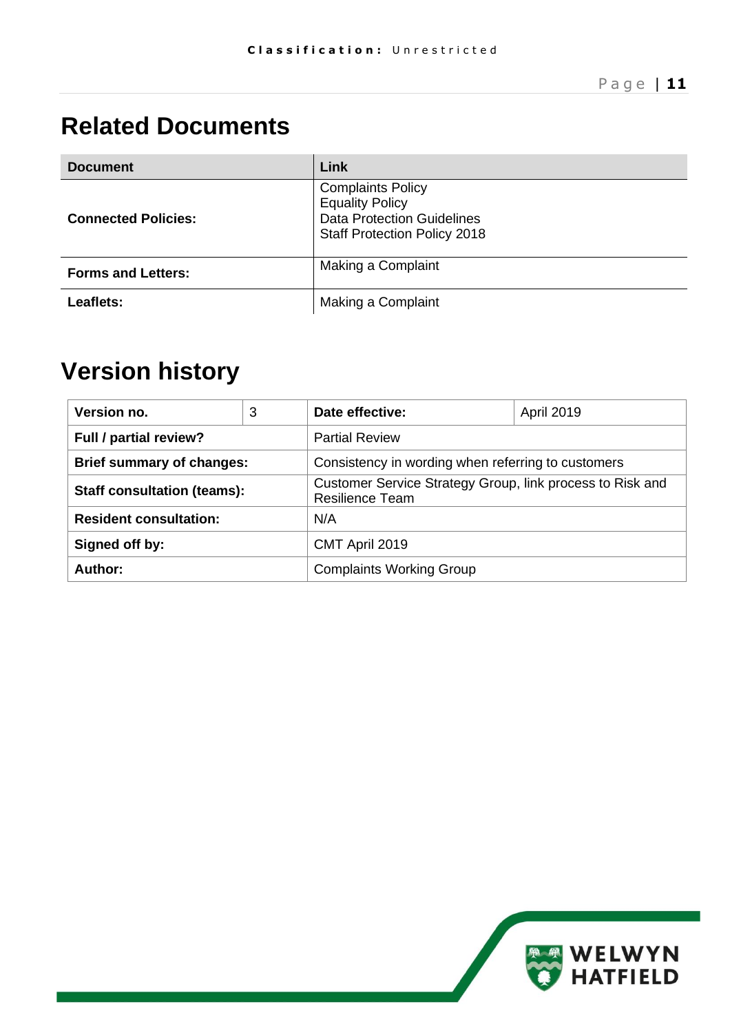# Related Documents

| Document | Link |
|---|---|
| **Connected Policies:** | Complaints Policy<br>Equality Policy<br>Data Protection Guidelines<br>Staff Protection Policy 2018 |
| **Forms and Letters:** | Making a Complaint |
| **Leaflets:** | Making a Complaint |

# Version history

| | | | |
|---|---|---|---|
| **Version no.** | 3 | **Date effective:** | April 2019 |
| **Full / partial review?** | | Partial Review | |
| **Brief summary of changes:** | | Consistency in wording when referring to customers | |
| **Staff consultation (teams):** | | Customer Service Strategy Group, link process to Risk and Resilience Team | |
| **Resident consultation:** | | N/A | |
| **Signed off by:** | | CMT April 2019 | |
| **Author:** | | Complaints Working Group | |